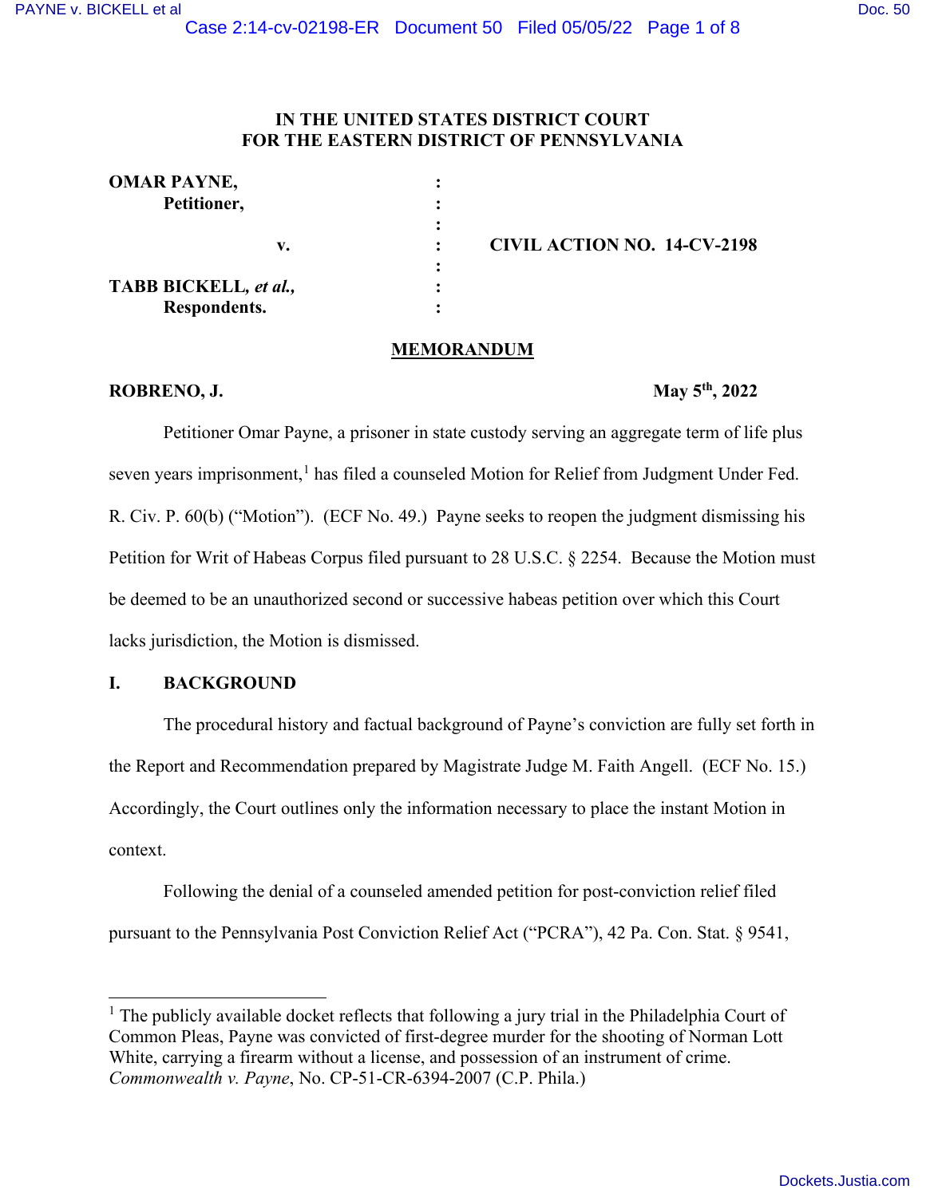IN THE UNITED STATES DISTRICT COURT
FOR THE EASTERN DISTRICT OF PENNSYLVANIA

| | | |
|---|---|---|
| **OMAR PAYNE,** | : | |
| **Petitioner,** | : | |
| | : | |
| **v.** | : | **CIVIL ACTION NO. 14-CV-2198** |
| | : | |
| **TABB BICKELL, *et al.*,** | : | |
| **Respondents.** | : | |

## MEMORANDUM

**ROBRENO, J.** **May 5th, 2022**

Petitioner Omar Payne, a prisoner in state custody serving an aggregate term of life plus seven years imprisonment,[1] has filed a counseled Motion for Relief from Judgment Under Fed. R. Civ. P. 60(b) ("Motion"). (ECF No. 49.) Payne seeks to reopen the judgment dismissing his Petition for Writ of Habeas Corpus filed pursuant to 28 U.S.C. § 2254. Because the Motion must be deemed to be an unauthorized second or successive habeas petition over which this Court lacks jurisdiction, the Motion is dismissed.

## I. BACKGROUND

The procedural history and factual background of Payne's conviction are fully set forth in the Report and Recommendation prepared by Magistrate Judge M. Faith Angell. (ECF No. 15.) Accordingly, the Court outlines only the information necessary to place the instant Motion in context.

Following the denial of a counseled amended petition for post-conviction relief filed pursuant to the Pennsylvania Post Conviction Relief Act ("PCRA"), 42 Pa. Con. Stat. § 9541,

---

[1] The publicly available docket reflects that following a jury trial in the Philadelphia Court of Common Pleas, Payne was convicted of first-degree murder for the shooting of Norman Lott White, carrying a firearm without a license, and possession of an instrument of crime. *Commonwealth v. Payne*, No. CP-51-CR-6394-2007 (C.P. Phila.)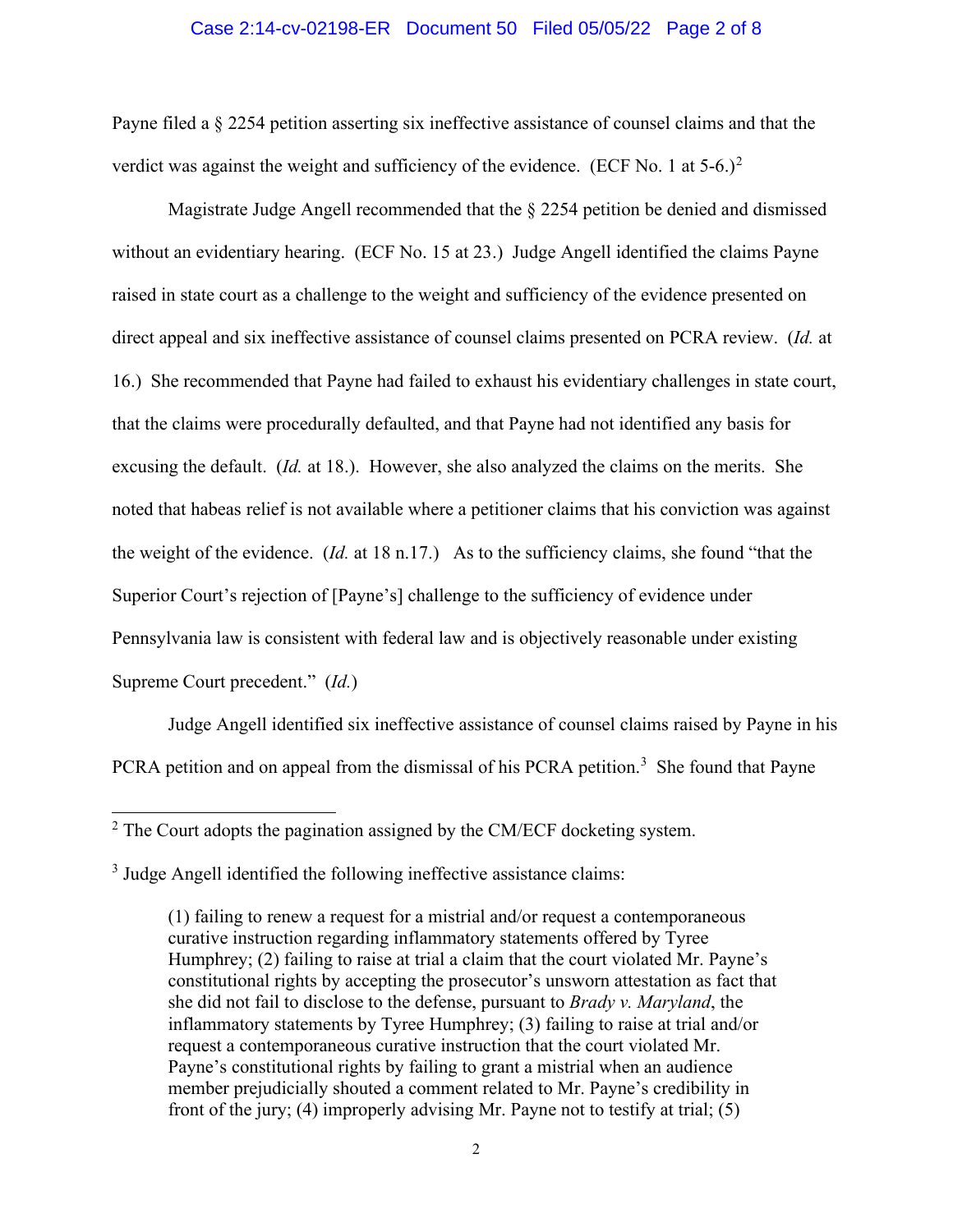Payne filed a § 2254 petition asserting six ineffective assistance of counsel claims and that the verdict was against the weight and sufficiency of the evidence. (ECF No. 1 at 5-6.)[2]

Magistrate Judge Angell recommended that the § 2254 petition be denied and dismissed without an evidentiary hearing. (ECF No. 15 at 23.) Judge Angell identified the claims Payne raised in state court as a challenge to the weight and sufficiency of the evidence presented on direct appeal and six ineffective assistance of counsel claims presented on PCRA review. (*Id.* at 16.) She recommended that Payne had failed to exhaust his evidentiary challenges in state court, that the claims were procedurally defaulted, and that Payne had not identified any basis for excusing the default. (*Id.* at 18.). However, she also analyzed the claims on the merits. She noted that habeas relief is not available where a petitioner claims that his conviction was against the weight of the evidence. (*Id.* at 18 n.17.) As to the sufficiency claims, she found "that the Superior Court's rejection of [Payne's] challenge to the sufficiency of evidence under Pennsylvania law is consistent with federal law and is objectively reasonable under existing Supreme Court precedent." (*Id.*)

Judge Angell identified six ineffective assistance of counsel claims raised by Payne in his PCRA petition and on appeal from the dismissal of his PCRA petition.[3] She found that Payne

---

[2] The Court adopts the pagination assigned by the CM/ECF docketing system.

[3] Judge Angell identified the following ineffective assistance claims:

> (1) failing to renew a request for a mistrial and/or request a contemporaneous curative instruction regarding inflammatory statements offered by Tyree Humphrey; (2) failing to raise at trial a claim that the court violated Mr. Payne's constitutional rights by accepting the prosecutor's unsworn attestation as fact that she did not fail to disclose to the defense, pursuant to *Brady v. Maryland*, the inflammatory statements by Tyree Humphrey; (3) failing to raise at trial and/or request a contemporaneous curative instruction that the court violated Mr. Payne's constitutional rights by failing to grant a mistrial when an audience member prejudicially shouted a comment related to Mr. Payne's credibility in front of the jury; (4) improperly advising Mr. Payne not to testify at trial; (5)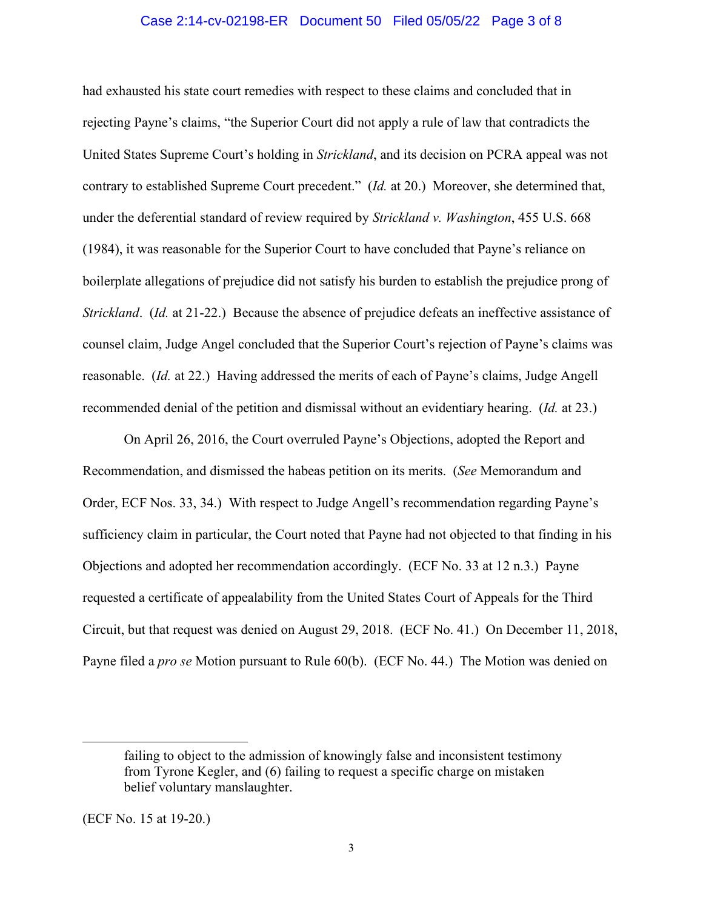had exhausted his state court remedies with respect to these claims and concluded that in rejecting Payne's claims, "the Superior Court did not apply a rule of law that contradicts the United States Supreme Court's holding in *Strickland*, and its decision on PCRA appeal was not contrary to established Supreme Court precedent." (*Id.* at 20.) Moreover, she determined that, under the deferential standard of review required by *Strickland v. Washington*, 455 U.S. 668 (1984), it was reasonable for the Superior Court to have concluded that Payne's reliance on boilerplate allegations of prejudice did not satisfy his burden to establish the prejudice prong of *Strickland*. (*Id.* at 21-22.) Because the absence of prejudice defeats an ineffective assistance of counsel claim, Judge Angel concluded that the Superior Court's rejection of Payne's claims was reasonable. (*Id.* at 22.) Having addressed the merits of each of Payne's claims, Judge Angell recommended denial of the petition and dismissal without an evidentiary hearing. (*Id.* at 23.)

On April 26, 2016, the Court overruled Payne's Objections, adopted the Report and Recommendation, and dismissed the habeas petition on its merits. (*See* Memorandum and Order, ECF Nos. 33, 34.) With respect to Judge Angell's recommendation regarding Payne's sufficiency claim in particular, the Court noted that Payne had not objected to that finding in his Objections and adopted her recommendation accordingly. (ECF No. 33 at 12 n.3.) Payne requested a certificate of appealability from the United States Court of Appeals for the Third Circuit, but that request was denied on August 29, 2018. (ECF No. 41.) On December 11, 2018, Payne filed a *pro se* Motion pursuant to Rule 60(b). (ECF No. 44.) The Motion was denied on

---

> failing to object to the admission of knowingly false and inconsistent testimony from Tyrone Kegler, and (6) failing to request a specific charge on mistaken belief voluntary manslaughter.

(ECF No. 15 at 19-20.)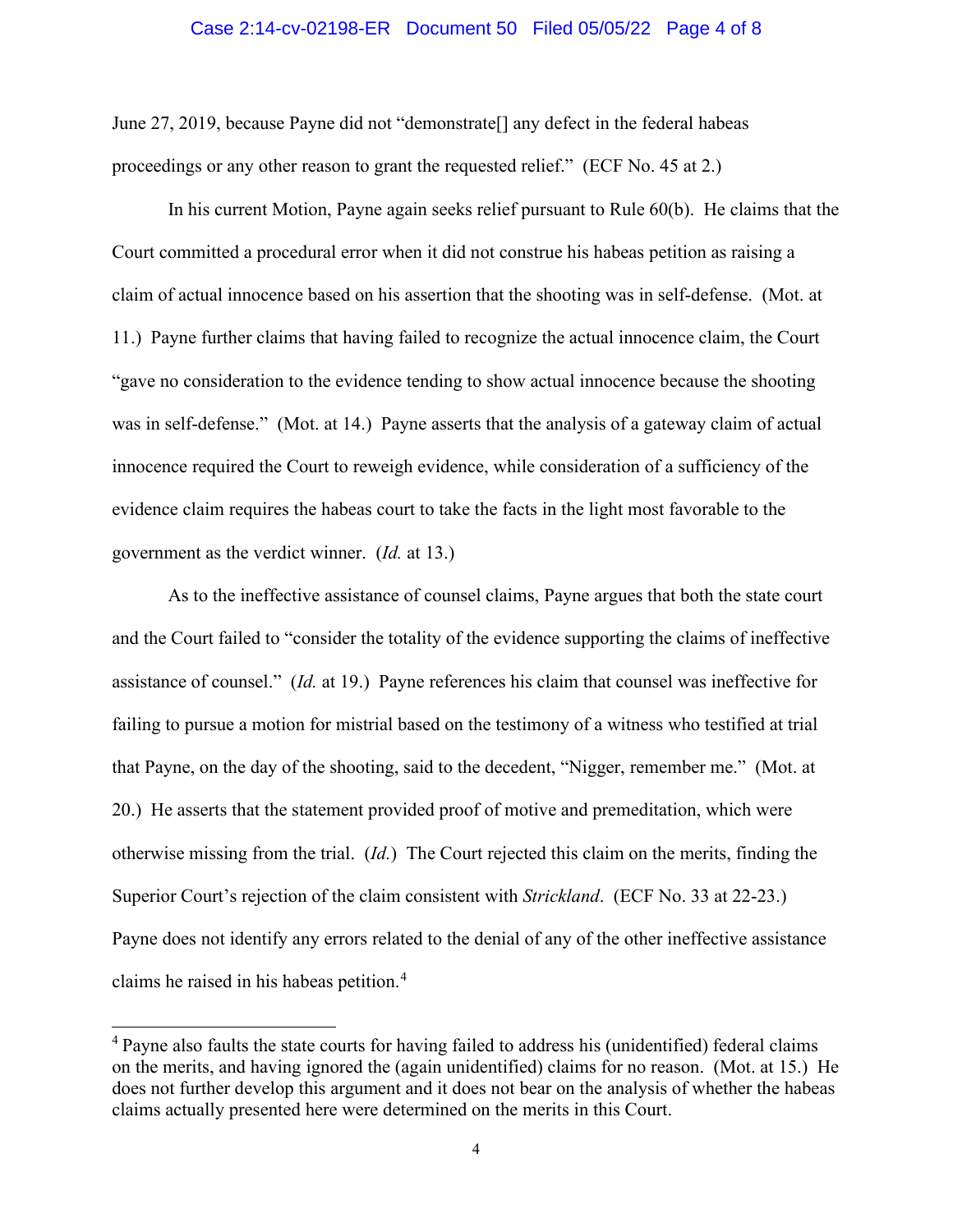June 27, 2019, because Payne did not "demonstrate[] any defect in the federal habeas proceedings or any other reason to grant the requested relief." (ECF No. 45 at 2.)

In his current Motion, Payne again seeks relief pursuant to Rule 60(b). He claims that the Court committed a procedural error when it did not construe his habeas petition as raising a claim of actual innocence based on his assertion that the shooting was in self-defense. (Mot. at 11.) Payne further claims that having failed to recognize the actual innocence claim, the Court "gave no consideration to the evidence tending to show actual innocence because the shooting was in self-defense." (Mot. at 14.) Payne asserts that the analysis of a gateway claim of actual innocence required the Court to reweigh evidence, while consideration of a sufficiency of the evidence claim requires the habeas court to take the facts in the light most favorable to the government as the verdict winner. (*Id.* at 13.)

As to the ineffective assistance of counsel claims, Payne argues that both the state court and the Court failed to "consider the totality of the evidence supporting the claims of ineffective assistance of counsel." (*Id.* at 19.) Payne references his claim that counsel was ineffective for failing to pursue a motion for mistrial based on the testimony of a witness who testified at trial that Payne, on the day of the shooting, said to the decedent, "Nigger, remember me." (Mot. at 20.) He asserts that the statement provided proof of motive and premeditation, which were otherwise missing from the trial. (*Id.*) The Court rejected this claim on the merits, finding the Superior Court's rejection of the claim consistent with *Strickland*. (ECF No. 33 at 22-23.) Payne does not identify any errors related to the denial of any of the other ineffective assistance claims he raised in his habeas petition.[4]

[4] Payne also faults the state courts for having failed to address his (unidentified) federal claims on the merits, and having ignored the (again unidentified) claims for no reason. (Mot. at 15.) He does not further develop this argument and it does not bear on the analysis of whether the habeas claims actually presented here were determined on the merits in this Court.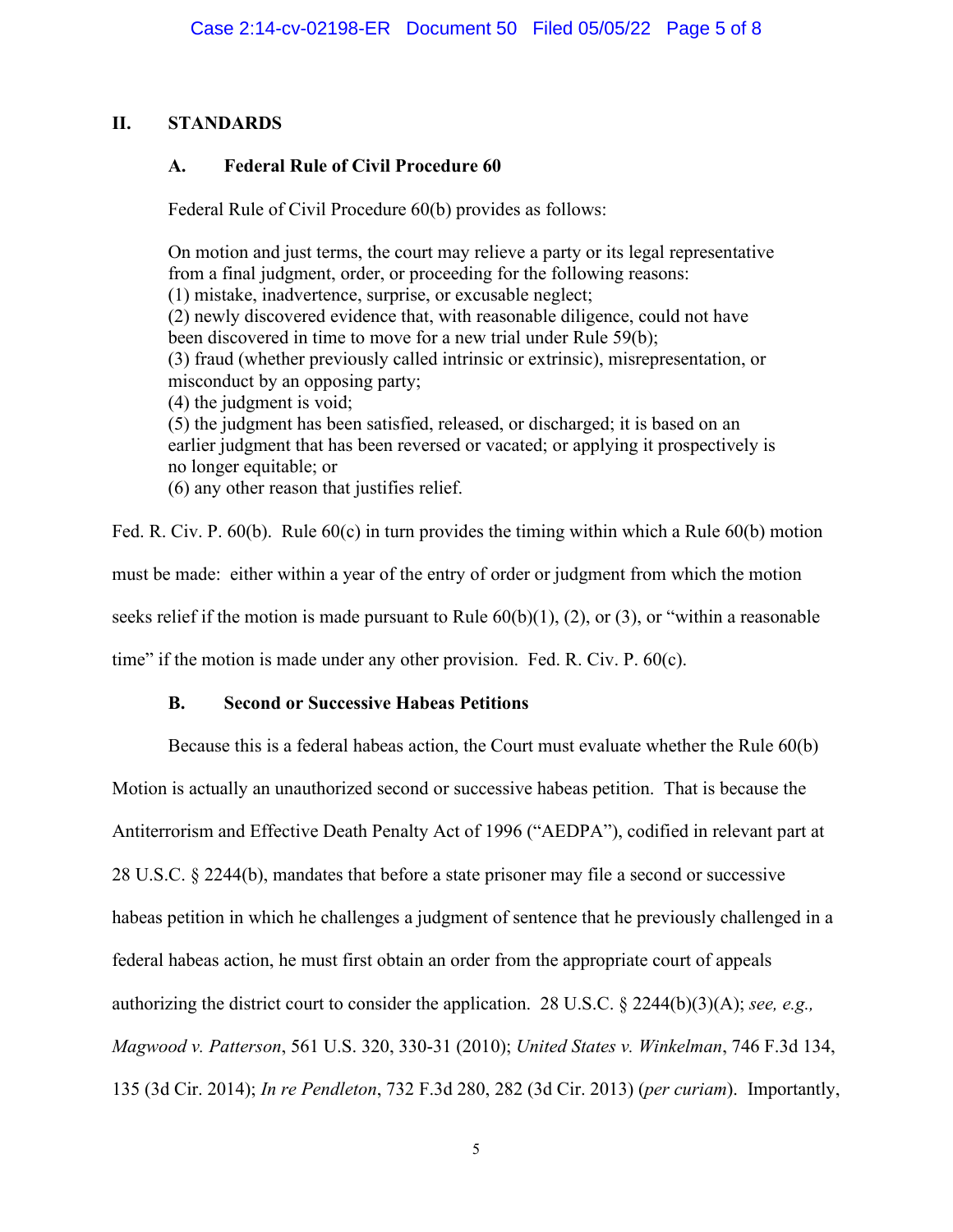## II. STANDARDS

### A. Federal Rule of Civil Procedure 60

Federal Rule of Civil Procedure 60(b) provides as follows:

> On motion and just terms, the court may relieve a party or its legal representative from a final judgment, order, or proceeding for the following reasons:
> (1) mistake, inadvertence, surprise, or excusable neglect;
> (2) newly discovered evidence that, with reasonable diligence, could not have been discovered in time to move for a new trial under Rule 59(b);
> (3) fraud (whether previously called intrinsic or extrinsic), misrepresentation, or misconduct by an opposing party;
> (4) the judgment is void;
> (5) the judgment has been satisfied, released, or discharged; it is based on an earlier judgment that has been reversed or vacated; or applying it prospectively is no longer equitable; or
> (6) any other reason that justifies relief.

Fed. R. Civ. P. 60(b). Rule 60(c) in turn provides the timing within which a Rule 60(b) motion must be made: either within a year of the entry of order or judgment from which the motion seeks relief if the motion is made pursuant to Rule 60(b)(1), (2), or (3), or "within a reasonable time" if the motion is made under any other provision. Fed. R. Civ. P. 60(c).

### B. Second or Successive Habeas Petitions

Because this is a federal habeas action, the Court must evaluate whether the Rule 60(b) Motion is actually an unauthorized second or successive habeas petition. That is because the Antiterrorism and Effective Death Penalty Act of 1996 ("AEDPA"), codified in relevant part at 28 U.S.C. § 2244(b), mandates that before a state prisoner may file a second or successive habeas petition in which he challenges a judgment of sentence that he previously challenged in a federal habeas action, he must first obtain an order from the appropriate court of appeals authorizing the district court to consider the application. 28 U.S.C. § 2244(b)(3)(A); *see, e.g., Magwood v. Patterson*, 561 U.S. 320, 330-31 (2010); *United States v. Winkelman*, 746 F.3d 134, 135 (3d Cir. 2014); *In re Pendleton*, 732 F.3d 280, 282 (3d Cir. 2013) (*per curiam*). Importantly,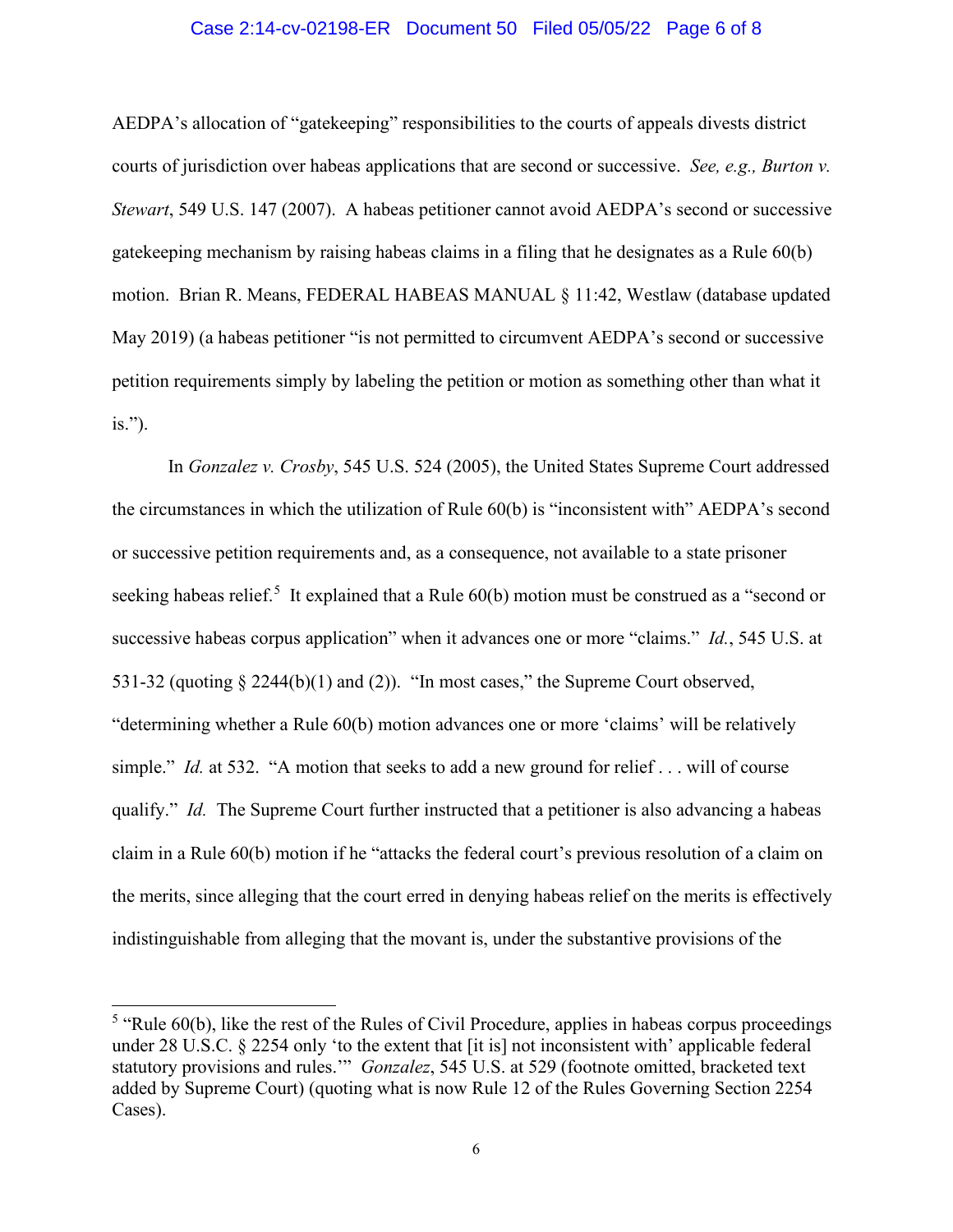AEDPA's allocation of "gatekeeping" responsibilities to the courts of appeals divests district courts of jurisdiction over habeas applications that are second or successive. *See, e.g., Burton v. Stewart*, 549 U.S. 147 (2007). A habeas petitioner cannot avoid AEDPA's second or successive gatekeeping mechanism by raising habeas claims in a filing that he designates as a Rule 60(b) motion. Brian R. Means, FEDERAL HABEAS MANUAL § 11:42, Westlaw (database updated May 2019) (a habeas petitioner "is not permitted to circumvent AEDPA's second or successive petition requirements simply by labeling the petition or motion as something other than what it is.").

In *Gonzalez v. Crosby*, 545 U.S. 524 (2005), the United States Supreme Court addressed the circumstances in which the utilization of Rule 60(b) is "inconsistent with" AEDPA's second or successive petition requirements and, as a consequence, not available to a state prisoner seeking habeas relief.[5] It explained that a Rule 60(b) motion must be construed as a "second or successive habeas corpus application" when it advances one or more "claims." *Id.*, 545 U.S. at 531-32 (quoting § 2244(b)(1) and (2)). "In most cases," the Supreme Court observed, "determining whether a Rule 60(b) motion advances one or more 'claims' will be relatively simple." *Id.* at 532. "A motion that seeks to add a new ground for relief . . . will of course qualify." *Id.* The Supreme Court further instructed that a petitioner is also advancing a habeas claim in a Rule 60(b) motion if he "attacks the federal court's previous resolution of a claim on the merits, since alleging that the court erred in denying habeas relief on the merits is effectively indistinguishable from alleging that the movant is, under the substantive provisions of the

---

[5] "Rule 60(b), like the rest of the Rules of Civil Procedure, applies in habeas corpus proceedings under 28 U.S.C. § 2254 only 'to the extent that [it is] not inconsistent with' applicable federal statutory provisions and rules.'" *Gonzalez*, 545 U.S. at 529 (footnote omitted, bracketed text added by Supreme Court) (quoting what is now Rule 12 of the Rules Governing Section 2254 Cases).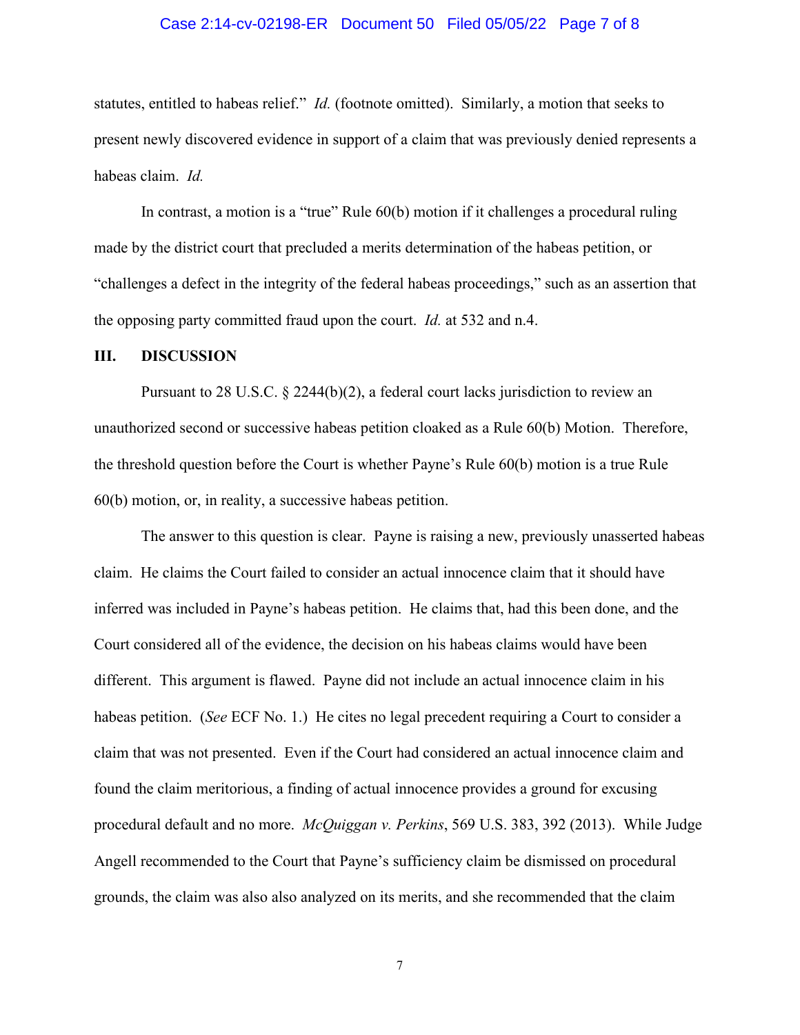statutes, entitled to habeas relief." *Id.* (footnote omitted). Similarly, a motion that seeks to present newly discovered evidence in support of a claim that was previously denied represents a habeas claim. *Id.*

In contrast, a motion is a "true" Rule 60(b) motion if it challenges a procedural ruling made by the district court that precluded a merits determination of the habeas petition, or "challenges a defect in the integrity of the federal habeas proceedings," such as an assertion that the opposing party committed fraud upon the court. *Id.* at 532 and n.4.

## III. DISCUSSION

Pursuant to 28 U.S.C. § 2244(b)(2), a federal court lacks jurisdiction to review an unauthorized second or successive habeas petition cloaked as a Rule 60(b) Motion. Therefore, the threshold question before the Court is whether Payne's Rule 60(b) motion is a true Rule 60(b) motion, or, in reality, a successive habeas petition.

The answer to this question is clear. Payne is raising a new, previously unasserted habeas claim. He claims the Court failed to consider an actual innocence claim that it should have inferred was included in Payne's habeas petition. He claims that, had this been done, and the Court considered all of the evidence, the decision on his habeas claims would have been different. This argument is flawed. Payne did not include an actual innocence claim in his habeas petition. (*See* ECF No. 1.) He cites no legal precedent requiring a Court to consider a claim that was not presented. Even if the Court had considered an actual innocence claim and found the claim meritorious, a finding of actual innocence provides a ground for excusing procedural default and no more. *McQuiggan v. Perkins*, 569 U.S. 383, 392 (2013). While Judge Angell recommended to the Court that Payne's sufficiency claim be dismissed on procedural grounds, the claim was also also analyzed on its merits, and she recommended that the claim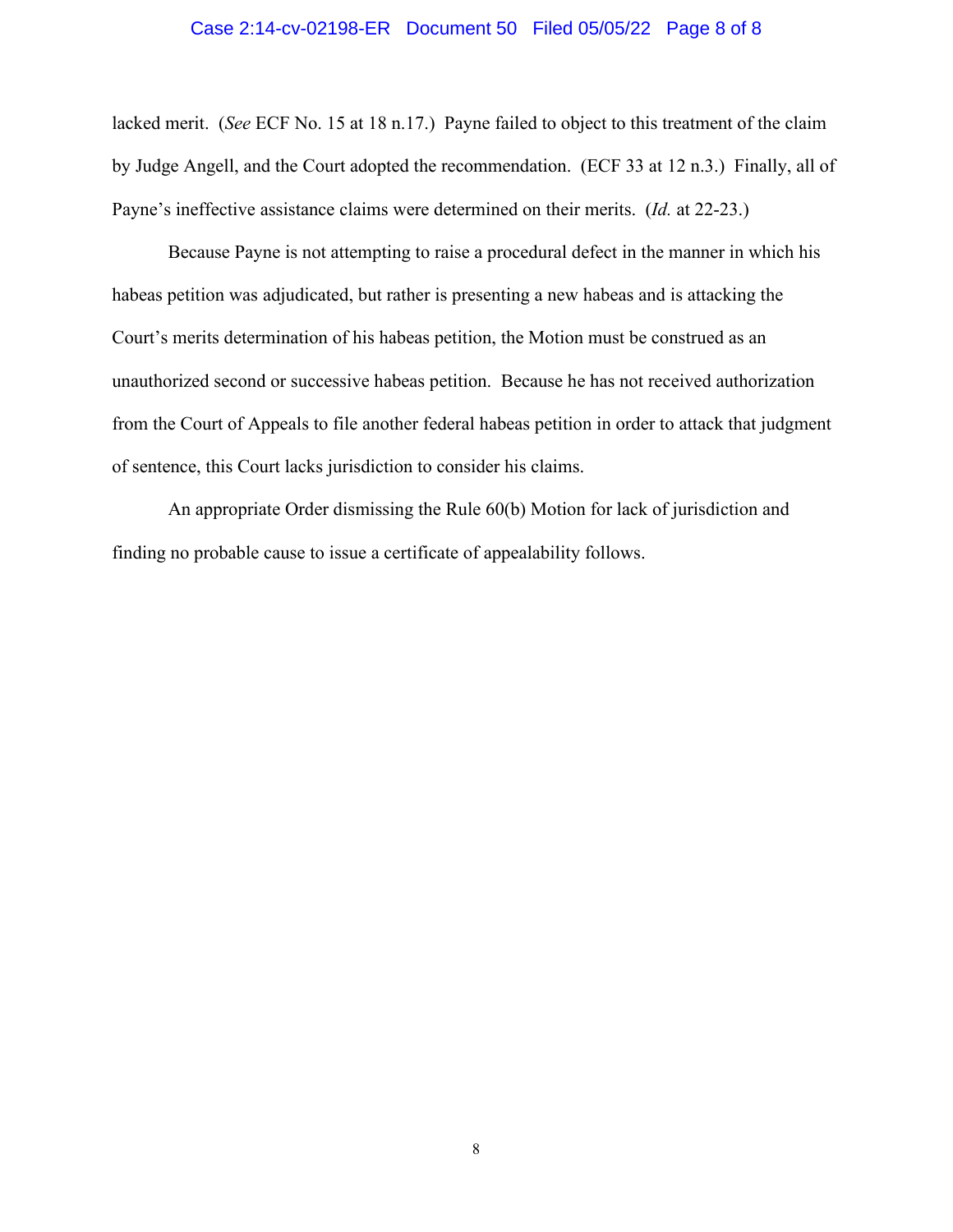lacked merit. (*See* ECF No. 15 at 18 n.17.) Payne failed to object to this treatment of the claim by Judge Angell, and the Court adopted the recommendation. (ECF 33 at 12 n.3.) Finally, all of Payne's ineffective assistance claims were determined on their merits. (*Id.* at 22-23.)

Because Payne is not attempting to raise a procedural defect in the manner in which his habeas petition was adjudicated, but rather is presenting a new habeas and is attacking the Court's merits determination of his habeas petition, the Motion must be construed as an unauthorized second or successive habeas petition. Because he has not received authorization from the Court of Appeals to file another federal habeas petition in order to attack that judgment of sentence, this Court lacks jurisdiction to consider his claims.

An appropriate Order dismissing the Rule 60(b) Motion for lack of jurisdiction and finding no probable cause to issue a certificate of appealability follows.